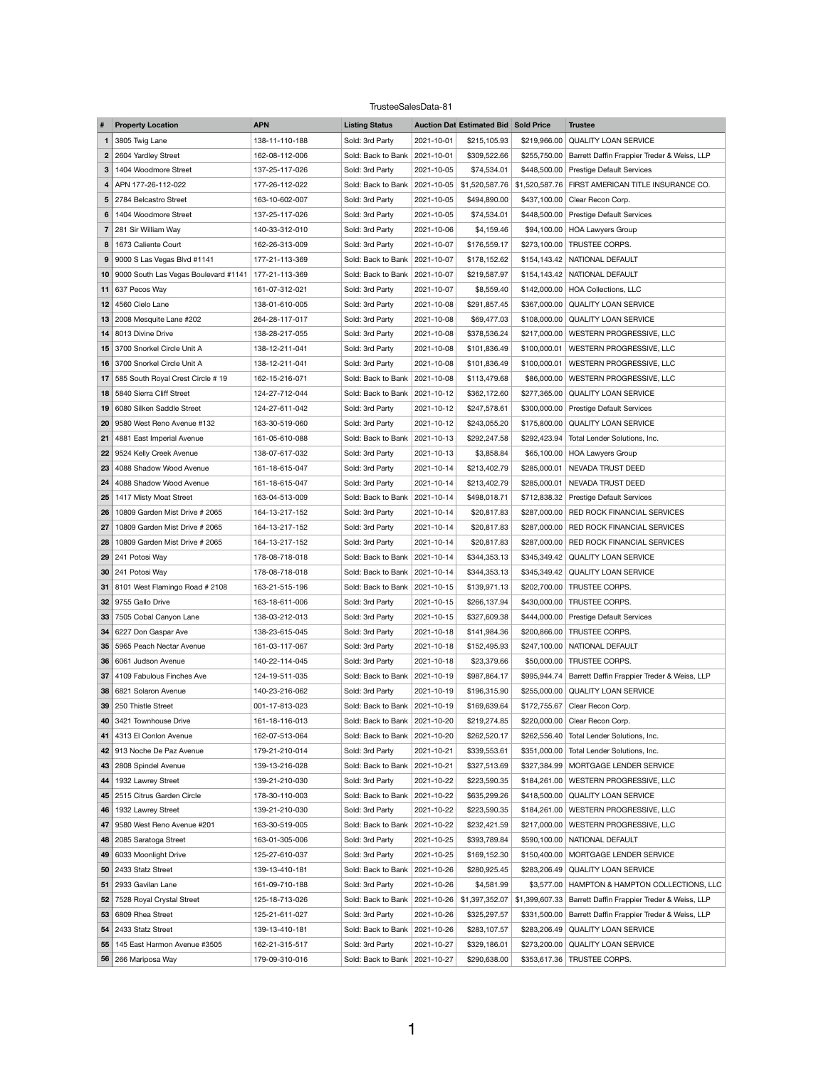TrusteeSalesData-81

| # | Property Location | APN | Listing Status | Auction Dat | Estimated Bid | Sold Price | Trustee |
|---|---|---|---|---|---|---|---|
| 1 | 3805 Twig Lane | 138-11-110-188 | Sold: 3rd Party | 2021-10-01 | $215,105.93 | $219,966.00 | QUALITY LOAN SERVICE |
| 2 | 2604 Yardley Street | 162-08-112-006 | Sold: Back to Bank | 2021-10-01 | $309,522.66 | $255,750.00 | Barrett Daffin Frappier Treder & Weiss, LLP |
| 3 | 1404 Woodmore Street | 137-25-117-026 | Sold: 3rd Party | 2021-10-05 | $74,534.01 | $448,500.00 | Prestige Default Services |
| 4 | APN 177-26-112-022 | 177-26-112-022 | Sold: Back to Bank | 2021-10-05 | $1,520,587.76 | $1,520,587.76 | FIRST AMERICAN TITLE INSURANCE CO. |
| 5 | 2784 Belcastro Street | 163-10-602-007 | Sold: 3rd Party | 2021-10-05 | $494,890.00 | $437,100.00 | Clear Recon Corp. |
| 6 | 1404 Woodmore Street | 137-25-117-026 | Sold: 3rd Party | 2021-10-05 | $74,534.01 | $448,500.00 | Prestige Default Services |
| 7 | 281 Sir William Way | 140-33-312-010 | Sold: 3rd Party | 2021-10-06 | $4,159.46 | $94,100.00 | HOA Lawyers Group |
| 8 | 1673 Caliente Court | 162-26-313-009 | Sold: 3rd Party | 2021-10-07 | $176,559.17 | $273,100.00 | TRUSTEE CORPS. |
| 9 | 9000 S Las Vegas Blvd #1141 | 177-21-113-369 | Sold: Back to Bank | 2021-10-07 | $178,152.62 | $154,143.42 | NATIONAL DEFAULT |
| 10 | 9000 South Las Vegas Boulevard #1141 | 177-21-113-369 | Sold: Back to Bank | 2021-10-07 | $219,587.97 | $154,143.42 | NATIONAL DEFAULT |
| 11 | 637 Pecos Way | 161-07-312-021 | Sold: 3rd Party | 2021-10-07 | $8,559.40 | $142,000.00 | HOA Collections, LLC |
| 12 | 4560 Cielo Lane | 138-01-610-005 | Sold: 3rd Party | 2021-10-08 | $291,857.45 | $367,000.00 | QUALITY LOAN SERVICE |
| 13 | 2008 Mesquite Lane #202 | 264-28-117-017 | Sold: 3rd Party | 2021-10-08 | $69,477.03 | $108,000.00 | QUALITY LOAN SERVICE |
| 14 | 8013 Divine Drive | 138-28-217-055 | Sold: 3rd Party | 2021-10-08 | $378,536.24 | $217,000.00 | WESTERN PROGRESSIVE, LLC |
| 15 | 3700 Snorkel Circle Unit A | 138-12-211-041 | Sold: 3rd Party | 2021-10-08 | $101,836.49 | $100,000.01 | WESTERN PROGRESSIVE, LLC |
| 16 | 3700 Snorkel Circle Unit A | 138-12-211-041 | Sold: 3rd Party | 2021-10-08 | $101,836.49 | $100,000.01 | WESTERN PROGRESSIVE, LLC |
| 17 | 585 South Royal Crest Circle # 19 | 162-15-216-071 | Sold: Back to Bank | 2021-10-08 | $113,479.68 | $86,000.00 | WESTERN PROGRESSIVE, LLC |
| 18 | 5840 Sierra Cliff Street | 124-27-712-044 | Sold: Back to Bank | 2021-10-12 | $362,172.60 | $277,365.00 | QUALITY LOAN SERVICE |
| 19 | 6080 Silken Saddle Street | 124-27-611-042 | Sold: 3rd Party | 2021-10-12 | $247,578.61 | $300,000.00 | Prestige Default Services |
| 20 | 9580 West Reno Avenue #132 | 163-30-519-060 | Sold: 3rd Party | 2021-10-12 | $243,055.20 | $175,800.00 | QUALITY LOAN SERVICE |
| 21 | 4881 East Imperial Avenue | 161-05-610-088 | Sold: Back to Bank | 2021-10-13 | $292,247.58 | $292,423.94 | Total Lender Solutions, Inc. |
| 22 | 9524 Kelly Creek Avenue | 138-07-617-032 | Sold: 3rd Party | 2021-10-13 | $3,858.84 | $65,100.00 | HOA Lawyers Group |
| 23 | 4088 Shadow Wood Avenue | 161-18-615-047 | Sold: 3rd Party | 2021-10-14 | $213,402.79 | $285,000.01 | NEVADA TRUST DEED |
| 24 | 4088 Shadow Wood Avenue | 161-18-615-047 | Sold: 3rd Party | 2021-10-14 | $213,402.79 | $285,000.01 | NEVADA TRUST DEED |
| 25 | 1417 Misty Moat Street | 163-04-513-009 | Sold: Back to Bank | 2021-10-14 | $498,018.71 | $712,838.32 | Prestige Default Services |
| 26 | 10809 Garden Mist Drive # 2065 | 164-13-217-152 | Sold: 3rd Party | 2021-10-14 | $20,817.83 | $287,000.00 | RED ROCK FINANCIAL SERVICES |
| 27 | 10809 Garden Mist Drive # 2065 | 164-13-217-152 | Sold: 3rd Party | 2021-10-14 | $20,817.83 | $287,000.00 | RED ROCK FINANCIAL SERVICES |
| 28 | 10809 Garden Mist Drive # 2065 | 164-13-217-152 | Sold: 3rd Party | 2021-10-14 | $20,817.83 | $287,000.00 | RED ROCK FINANCIAL SERVICES |
| 29 | 241 Potosi Way | 178-08-718-018 | Sold: Back to Bank | 2021-10-14 | $344,353.13 | $345,349.42 | QUALITY LOAN SERVICE |
| 30 | 241 Potosi Way | 178-08-718-018 | Sold: Back to Bank | 2021-10-14 | $344,353.13 | $345,349.42 | QUALITY LOAN SERVICE |
| 31 | 8101 West Flamingo Road # 2108 | 163-21-515-196 | Sold: Back to Bank | 2021-10-15 | $139,971.13 | $202,700.00 | TRUSTEE CORPS. |
| 32 | 9755 Gallo Drive | 163-18-611-006 | Sold: 3rd Party | 2021-10-15 | $266,137.94 | $430,000.00 | TRUSTEE CORPS. |
| 33 | 7505 Cobal Canyon Lane | 138-03-212-013 | Sold: 3rd Party | 2021-10-15 | $327,609.38 | $444,000.00 | Prestige Default Services |
| 34 | 6227 Don Gaspar Ave | 138-23-615-045 | Sold: 3rd Party | 2021-10-18 | $141,984.36 | $200,866.00 | TRUSTEE CORPS. |
| 35 | 5965 Peach Nectar Avenue | 161-03-117-067 | Sold: 3rd Party | 2021-10-18 | $152,495.93 | $247,100.00 | NATIONAL DEFAULT |
| 36 | 6061 Judson Avenue | 140-22-114-045 | Sold: 3rd Party | 2021-10-18 | $23,379.66 | $50,000.00 | TRUSTEE CORPS. |
| 37 | 4109 Fabulous Finches Ave | 124-19-511-035 | Sold: Back to Bank | 2021-10-19 | $987,864.17 | $995,944.74 | Barrett Daffin Frappier Treder & Weiss, LLP |
| 38 | 6821 Solaron Avenue | 140-23-216-062 | Sold: 3rd Party | 2021-10-19 | $196,315.90 | $255,000.00 | QUALITY LOAN SERVICE |
| 39 | 250 Thistle Street | 001-17-813-023 | Sold: Back to Bank | 2021-10-19 | $169,639.64 | $172,755.67 | Clear Recon Corp. |
| 40 | 3421 Townhouse Drive | 161-18-116-013 | Sold: Back to Bank | 2021-10-20 | $219,274.85 | $220,000.00 | Clear Recon Corp. |
| 41 | 4313 El Conlon Avenue | 162-07-513-064 | Sold: Back to Bank | 2021-10-20 | $262,520.17 | $262,556.40 | Total Lender Solutions, Inc. |
| 42 | 913 Noche De Paz Avenue | 179-21-210-014 | Sold: 3rd Party | 2021-10-21 | $339,553.61 | $351,000.00 | Total Lender Solutions, Inc. |
| 43 | 2808 Spindel Avenue | 139-13-216-028 | Sold: Back to Bank | 2021-10-21 | $327,513.69 | $327,384.99 | MORTGAGE LENDER SERVICE |
| 44 | 1932 Lawrey Street | 139-21-210-030 | Sold: 3rd Party | 2021-10-22 | $223,590.35 | $184,261.00 | WESTERN PROGRESSIVE, LLC |
| 45 | 2515 Citrus Garden Circle | 178-30-110-003 | Sold: Back to Bank | 2021-10-22 | $635,299.26 | $418,500.00 | QUALITY LOAN SERVICE |
| 46 | 1932 Lawrey Street | 139-21-210-030 | Sold: 3rd Party | 2021-10-22 | $223,590.35 | $184,261.00 | WESTERN PROGRESSIVE, LLC |
| 47 | 9580 West Reno Avenue #201 | 163-30-519-005 | Sold: Back to Bank | 2021-10-22 | $232,421.59 | $217,000.00 | WESTERN PROGRESSIVE, LLC |
| 48 | 2085 Saratoga Street | 163-01-305-006 | Sold: 3rd Party | 2021-10-25 | $393,789.84 | $590,100.00 | NATIONAL DEFAULT |
| 49 | 6033 Moonlight Drive | 125-27-610-037 | Sold: 3rd Party | 2021-10-25 | $169,152.30 | $150,400.00 | MORTGAGE LENDER SERVICE |
| 50 | 2433 Statz Street | 139-13-410-181 | Sold: Back to Bank | 2021-10-26 | $280,925.45 | $283,206.49 | QUALITY LOAN SERVICE |
| 51 | 2933 Gavilan Lane | 161-09-710-188 | Sold: 3rd Party | 2021-10-26 | $4,581.99 | $3,577.00 | HAMPTON & HAMPTON COLLECTIONS, LLC |
| 52 | 7528 Royal Crystal Street | 125-18-713-026 | Sold: Back to Bank | 2021-10-26 | $1,397,352.07 | $1,399,607.33 | Barrett Daffin Frappier Treder & Weiss, LLP |
| 53 | 6809 Rhea Street | 125-21-611-027 | Sold: 3rd Party | 2021-10-26 | $325,297.57 | $331,500.00 | Barrett Daffin Frappier Treder & Weiss, LLP |
| 54 | 2433 Statz Street | 139-13-410-181 | Sold: Back to Bank | 2021-10-26 | $283,107.57 | $283,206.49 | QUALITY LOAN SERVICE |
| 55 | 145 East Harmon Avenue #3505 | 162-21-315-517 | Sold: 3rd Party | 2021-10-27 | $329,186.01 | $273,200.00 | QUALITY LOAN SERVICE |
| 56 | 266 Mariposa Way | 179-09-310-016 | Sold: Back to Bank | 2021-10-27 | $290,638.00 | $353,617.36 | TRUSTEE CORPS. |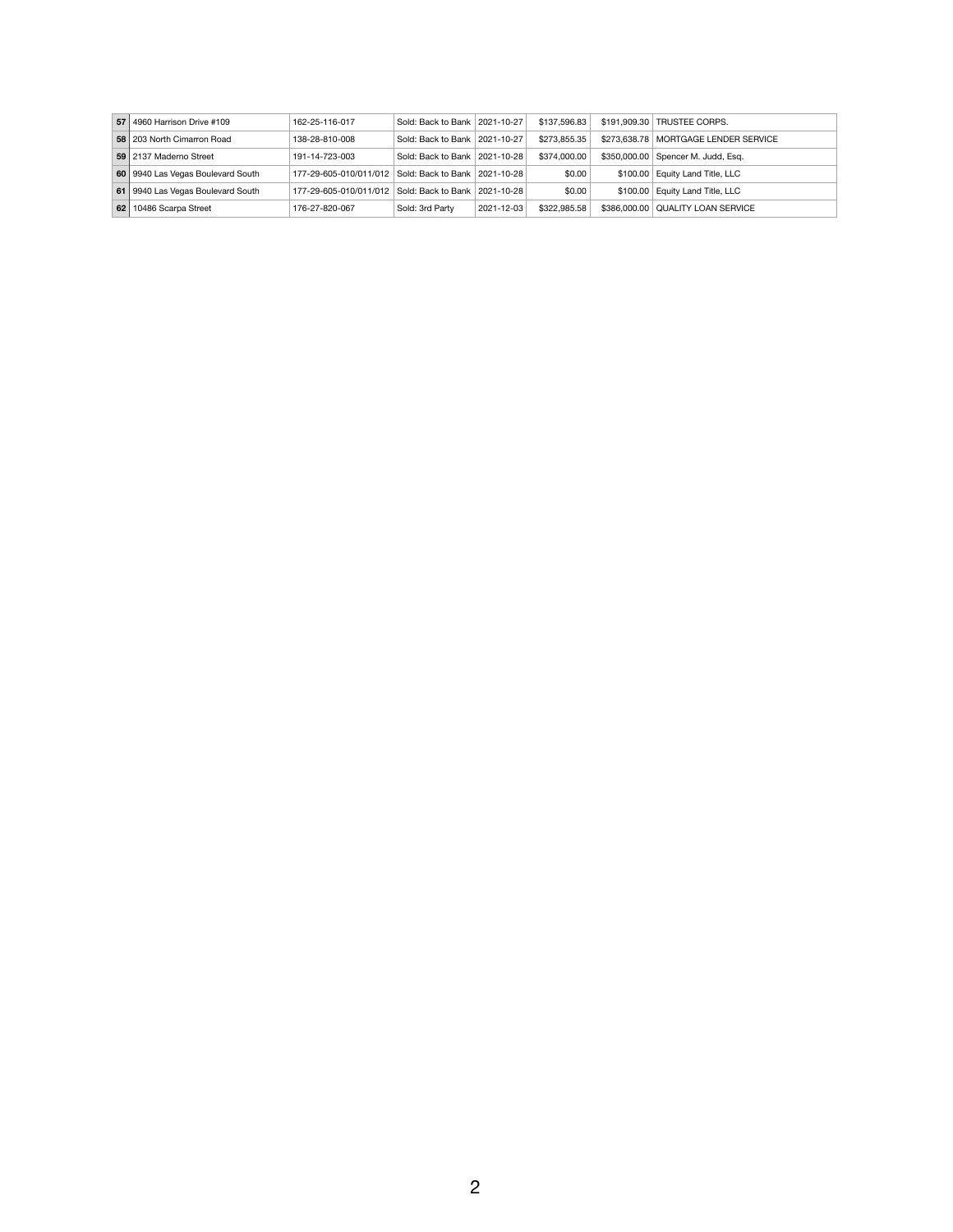| | | | | | | | |
|---|---|---|---|---|---|---|---|
| 57 | 4960 Harrison Drive #109 | 162-25-116-017 | Sold: Back to Bank | 2021-10-27 | $137,596.83 | $191,909.30 | TRUSTEE CORPS. |
| 58 | 203 North Cimarron Road | 138-28-810-008 | Sold: Back to Bank | 2021-10-27 | $273,855.35 | $273,638.78 | MORTGAGE LENDER SERVICE |
| 59 | 2137 Maderno Street | 191-14-723-003 | Sold: Back to Bank | 2021-10-28 | $374,000.00 | $350,000.00 | Spencer M. Judd, Esq. |
| 60 | 9940 Las Vegas Boulevard South | 177-29-605-010/011/012 | Sold: Back to Bank | 2021-10-28 | $0.00 | $100.00 | Equity Land Title, LLC |
| 61 | 9940 Las Vegas Boulevard South | 177-29-605-010/011/012 | Sold: Back to Bank | 2021-10-28 | $0.00 | $100.00 | Equity Land Title, LLC |
| 62 | 10486 Scarpa Street | 176-27-820-067 | Sold: 3rd Party | 2021-12-03 | $322,985.58 | $386,000.00 | QUALITY LOAN SERVICE |